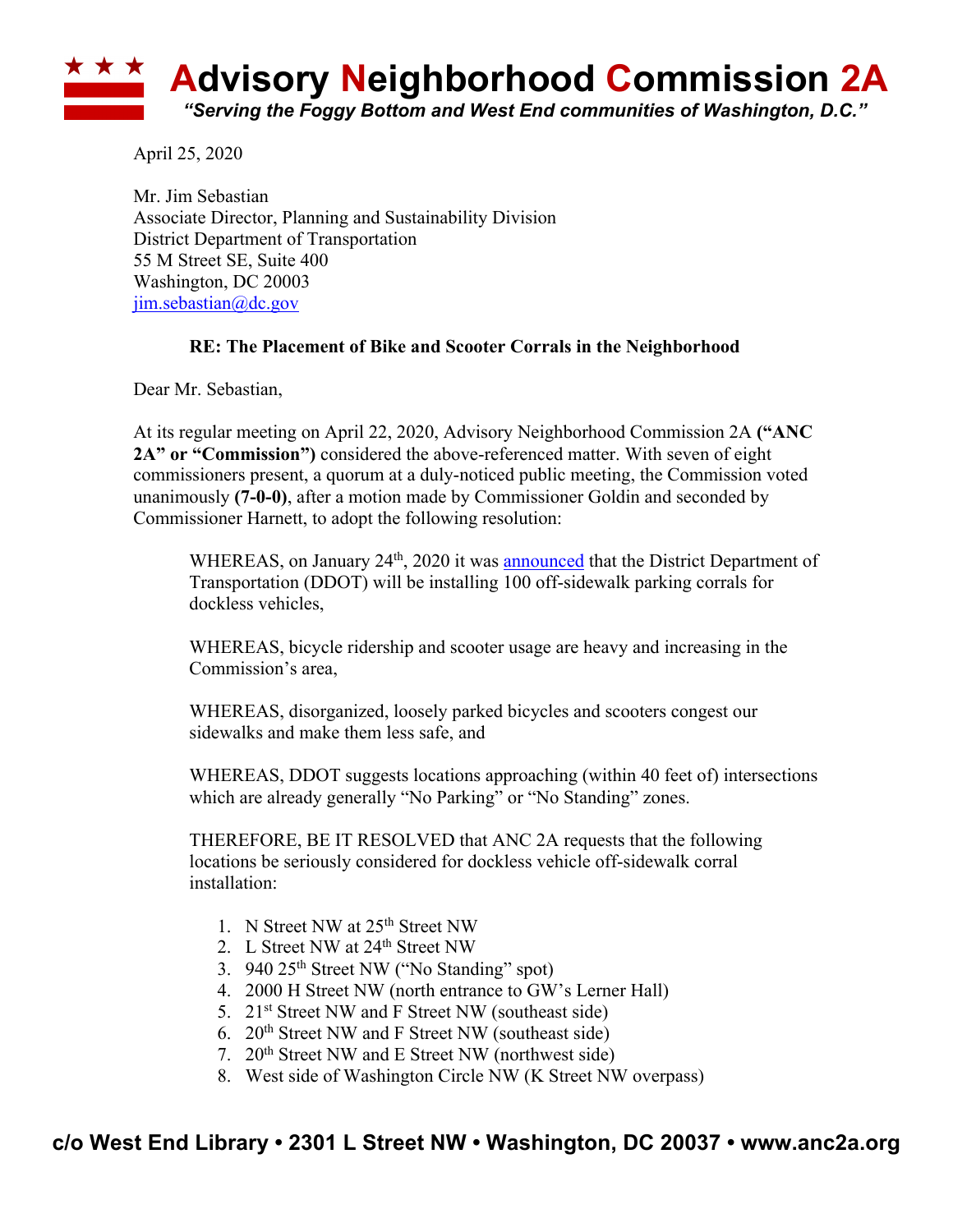# Advisory Neighborhood Commission 2A

*"Serving the Foggy Bottom and West End communities of Washington, D.C."*

April 25, 2020

Mr. Jim Sebastian
Associate Director, Planning and Sustainability Division
District Department of Transportation
55 M Street SE, Suite 400
Washington, DC 20003
jim.sebastian@dc.gov

**RE: The Placement of Bike and Scooter Corrals in the Neighborhood**

Dear Mr. Sebastian,

At its regular meeting on April 22, 2020, Advisory Neighborhood Commission 2A **("ANC 2A" or "Commission")** considered the above-referenced matter. With seven of eight commissioners present, a quorum at a duly-noticed public meeting, the Commission voted unanimously **(7-0-0)**, after a motion made by Commissioner Goldin and seconded by Commissioner Harnett, to adopt the following resolution:

> WHEREAS, on January 24th, 2020 it was announced that the District Department of Transportation (DDOT) will be installing 100 off-sidewalk parking corrals for dockless vehicles,
>
> WHEREAS, bicycle ridership and scooter usage are heavy and increasing in the Commission's area,
>
> WHEREAS, disorganized, loosely parked bicycles and scooters congest our sidewalks and make them less safe, and
>
> WHEREAS, DDOT suggests locations approaching (within 40 feet of) intersections which are already generally "No Parking" or "No Standing" zones.
>
> THEREFORE, BE IT RESOLVED that ANC 2A requests that the following locations be seriously considered for dockless vehicle off-sidewalk corral installation:
>
> 1. N Street NW at 25th Street NW
> 2. L Street NW at 24th Street NW
> 3. 940 25th Street NW ("No Standing" spot)
> 4. 2000 H Street NW (north entrance to GW's Lerner Hall)
> 5. 21st Street NW and F Street NW (southeast side)
> 6. 20th Street NW and F Street NW (southeast side)
> 7. 20th Street NW and E Street NW (northwest side)
> 8. West side of Washington Circle NW (K Street NW overpass)

**c/o West End Library • 2301 L Street NW • Washington, DC 20037 • www.anc2a.org**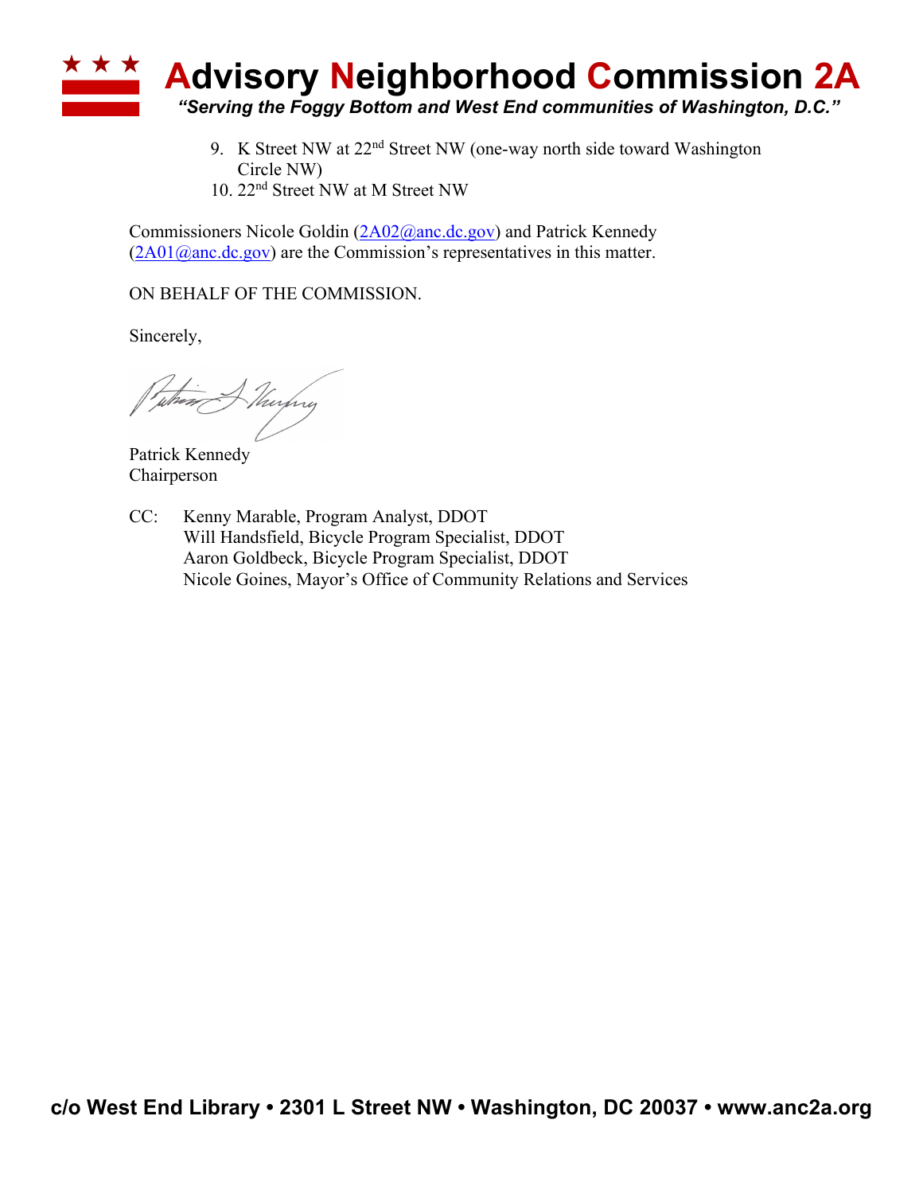9. K Street NW at 22nd Street NW (one-way north side toward Washington Circle NW)
10. 22nd Street NW at M Street NW

Commissioners Nicole Goldin (2A02@anc.dc.gov) and Patrick Kennedy (2A01@anc.dc.gov) are the Commission's representatives in this matter.

ON BEHALF OF THE COMMISSION.

Sincerely,

Patrick Kennedy
Chairperson

CC: Kenny Marable, Program Analyst, DDOT
Will Handsfield, Bicycle Program Specialist, DDOT
Aaron Goldbeck, Bicycle Program Specialist, DDOT
Nicole Goines, Mayor's Office of Community Relations and Services